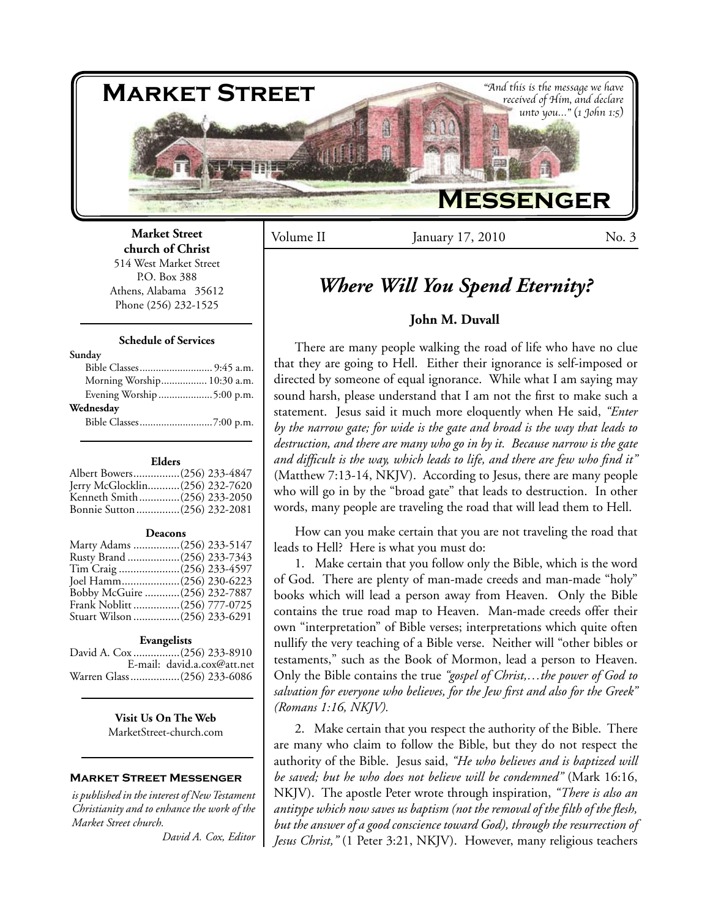# Market Street Messenger

*"And this is the message we have received of Him, and declare unto you..." (1 John 1:5)*

**Market Street church of Christ**
514 West Market Street
P.O. Box 388
Athens, Alabama 35612
Phone (256) 232-1525

**Schedule of Services**

**Sunday**
Bible Classes .......... 9:45 a.m.
Morning Worship .......... 10:30 a.m.
Evening Worship .......... 5:00 p.m.
**Wednesday**
Bible Classes .......... 7:00 p.m.

**Elders**
Albert Bowers .......... (256) 233-4847
Jerry McGlocklin .......... (256) 232-7620
Kenneth Smith .......... (256) 233-2050
Bonnie Sutton .......... (256) 232-2081

**Deacons**
Marty Adams .......... (256) 233-5147
Rusty Brand .......... (256) 233-7343
Tim Craig .......... (256) 233-4597
Joel Hamm .......... (256) 230-6223
Bobby McGuire .......... (256) 232-7887
Frank Noblitt .......... (256) 777-0725
Stuart Wilson .......... (256) 233-6291

**Evangelists**
David A. Cox .......... (256) 233-8910
E-mail: david.a.cox@att.net
Warren Glass .......... (256) 233-6086

**Visit Us On The Web**
MarketStreet-church.com

**Market Street Messenger**
*is published in the interest of New Testament Christianity and to enhance the work of the Market Street church.*
*David A. Cox, Editor*

Volume II — January 17, 2010 — No. 3

## *Where Will You Spend Eternity?*

**John M. Duvall**

There are many people walking the road of life who have no clue that they are going to Hell. Either their ignorance is self-imposed or directed by someone of equal ignorance. While what I am saying may sound harsh, please understand that I am not the first to make such a statement. Jesus said it much more eloquently when He said, *"Enter by the narrow gate; for wide is the gate and broad is the way that leads to destruction, and there are many who go in by it. Because narrow is the gate and difficult is the way, which leads to life, and there are few who find it"* (Matthew 7:13-14, NKJV). According to Jesus, there are many people who will go in by the "broad gate" that leads to destruction. In other words, many people are traveling the road that will lead them to Hell.

How can you make certain that you are not traveling the road that leads to Hell? Here is what you must do:

1. Make certain that you follow only the Bible, which is the word of God. There are plenty of man-made creeds and man-made "holy" books which will lead a person away from Heaven. Only the Bible contains the true road map to Heaven. Man-made creeds offer their own "interpretation" of Bible verses; interpretations which quite often nullify the very teaching of a Bible verse. Neither will "other bibles or testaments," such as the Book of Mormon, lead a person to Heaven. Only the Bible contains the true *"gospel of Christ,…the power of God to salvation for everyone who believes, for the Jew first and also for the Greek" (Romans 1:16, NKJV).*

2. Make certain that you respect the authority of the Bible. There are many who claim to follow the Bible, but they do not respect the authority of the Bible. Jesus said, *"He who believes and is baptized will be saved; but he who does not believe will be condemned"* (Mark 16:16, NKJV). The apostle Peter wrote through inspiration, *"There is also an antitype which now saves us baptism (not the removal of the filth of the flesh, but the answer of a good conscience toward God), through the resurrection of Jesus Christ,"* (1 Peter 3:21, NKJV). However, many religious teachers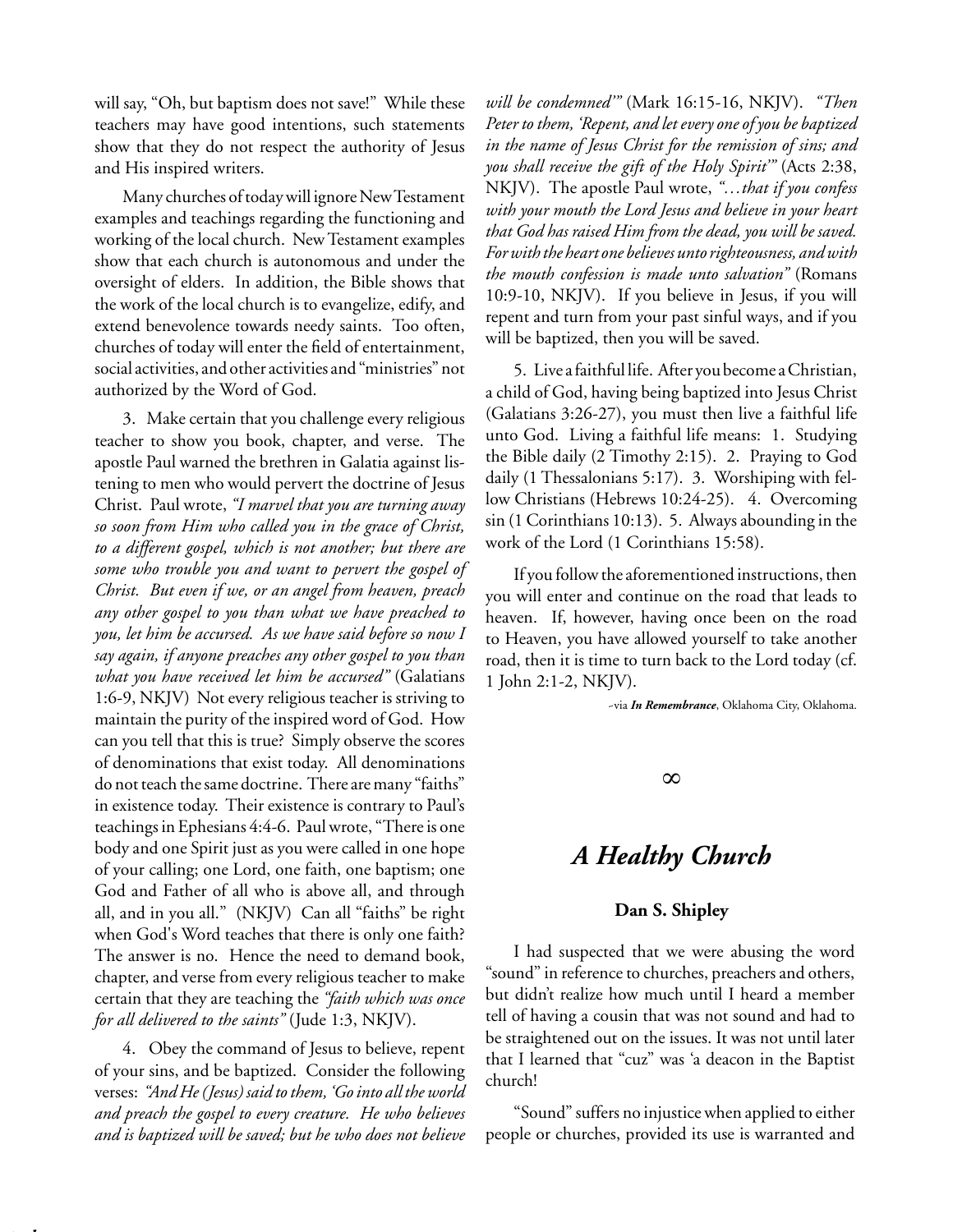will say, "Oh, but baptism does not save!" While these teachers may have good intentions, such statements show that they do not respect the authority of Jesus and His inspired writers.

Many churches of today will ignore New Testament examples and teachings regarding the functioning and working of the local church. New Testament examples show that each church is autonomous and under the oversight of elders. In addition, the Bible shows that the work of the local church is to evangelize, edify, and extend benevolence towards needy saints. Too often, churches of today will enter the field of entertainment, social activities, and other activities and "ministries" not authorized by the Word of God.

3. Make certain that you challenge every religious teacher to show you book, chapter, and verse. The apostle Paul warned the brethren in Galatia against listening to men who would pervert the doctrine of Jesus Christ. Paul wrote, *"I marvel that you are turning away so soon from Him who called you in the grace of Christ, to a different gospel, which is not another; but there are some who trouble you and want to pervert the gospel of Christ. But even if we, or an angel from heaven, preach any other gospel to you than what we have preached to you, let him be accursed. As we have said before so now I say again, if anyone preaches any other gospel to you than what you have received let him be accursed"* (Galatians 1:6-9, NKJV) Not every religious teacher is striving to maintain the purity of the inspired word of God. How can you tell that this is true? Simply observe the scores of denominations that exist today. All denominations do not teach the same doctrine. There are many "faiths" in existence today. Their existence is contrary to Paul's teachings in Ephesians 4:4-6. Paul wrote, "There is one body and one Spirit just as you were called in one hope of your calling; one Lord, one faith, one baptism; one God and Father of all who is above all, and through all, and in you all." (NKJV) Can all "faiths" be right when God's Word teaches that there is only one faith? The answer is no. Hence the need to demand book, chapter, and verse from every religious teacher to make certain that they are teaching the *"faith which was once for all delivered to the saints"* (Jude 1:3, NKJV).

4. Obey the command of Jesus to believe, repent of your sins, and be baptized. Consider the following verses: *"And He (Jesus) said to them, 'Go into all the world and preach the gospel to every creature. He who believes and is baptized will be saved; but he who does not believe will be condemned'"* (Mark 16:15-16, NKJV). *"Then Peter to them, 'Repent, and let every one of you be baptized in the name of Jesus Christ for the remission of sins; and you shall receive the gift of the Holy Spirit'"* (Acts 2:38, NKJV). The apostle Paul wrote, *"…that if you confess with your mouth the Lord Jesus and believe in your heart that God has raised Him from the dead, you will be saved. For with the heart one believes unto righteousness, and with the mouth confession is made unto salvation"* (Romans 10:9-10, NKJV). If you believe in Jesus, if you will repent and turn from your past sinful ways, and if you will be baptized, then you will be saved.

5. Live a faithful life. After you become a Christian, a child of God, having being baptized into Jesus Christ (Galatians 3:26-27), you must then live a faithful life unto God. Living a faithful life means: 1. Studying the Bible daily (2 Timothy 2:15). 2. Praying to God daily (1 Thessalonians 5:17). 3. Worshiping with fellow Christians (Hebrews 10:24-25). 4. Overcoming sin (1 Corinthians 10:13). 5. Always abounding in the work of the Lord (1 Corinthians 15:58).

If you follow the aforementioned instructions, then you will enter and continue on the road that leads to heaven. If, however, having once been on the road to Heaven, you have allowed yourself to take another road, then it is time to turn back to the Lord today (cf. 1 John 2:1-2, NKJV).

~via ***In Remembrance***, Oklahoma City, Oklahoma.

∞

## *A Healthy Church*

**Dan S. Shipley**

I had suspected that we were abusing the word "sound" in reference to churches, preachers and others, but didn't realize how much until I heard a member tell of having a cousin that was not sound and had to be straightened out on the issues. It was not until later that I learned that "cuz" was 'a deacon in the Baptist church!

"Sound" suffers no injustice when applied to either people or churches, provided its use is warranted and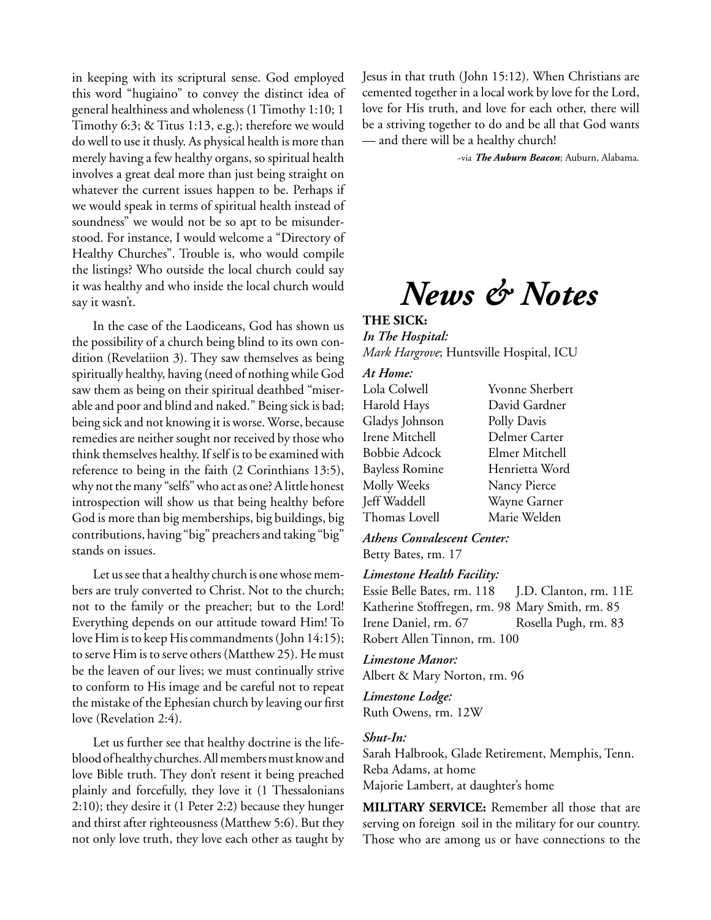in keeping with its scriptural sense. God employed this word "hugiaino" to convey the distinct idea of general healthiness and wholeness (1 Timothy 1:10; 1 Timothy 6:3; & Titus 1:13, e.g.); therefore we would do well to use it thusly. As physical health is more than merely having a few healthy organs, so spiritual health involves a great deal more than just being straight on whatever the current issues happen to be. Perhaps if we would speak in terms of spiritual health instead of soundness" we would not be so apt to be misunderstood. For instance, I would welcome a "Directory of Healthy Churches". Trouble is, who would compile the listings? Who outside the local church could say it was healthy and who inside the local church would say it wasn't.

In the case of the Laodiceans, God has shown us the possibility of a church being blind to its own condition (Revelatiion 3). They saw themselves as being spiritually healthy, having (need of nothing while God saw them as being on their spiritual deathbed "miserable and poor and blind and naked." Being sick is bad; being sick and not knowing it is worse. Worse, because remedies are neither sought nor received by those who think themselves healthy. If self is to be examined with reference to being in the faith (2 Corinthians 13:5), why not the many "selfs" who act as one? A little honest introspection will show us that being healthy before God is more than big memberships, big buildings, big contributions, having "big" preachers and taking "big" stands on issues.

Let us see that a healthy church is one whose members are truly converted to Christ. Not to the church; not to the family or the preacher; but to the Lord! Everything depends on our attitude toward Him! To love Him is to keep His commandments (John 14:15); to serve Him is to serve others (Matthew 25). He must be the leaven of our lives; we must continually strive to conform to His image and be careful not to repeat the mistake of the Ephesian church by leaving our first love (Revelation 2:4).

Let us further see that healthy doctrine is the lifeblood of healthy churches. All members must know and love Bible truth. They don't resent it being preached plainly and forcefully, they love it (1 Thessalonians 2:10); they desire it (1 Peter 2:2) because they hunger and thirst after righteousness (Matthew 5:6). But they not only love truth, they love each other as taught by Jesus in that truth (John 15:12). When Christians are cemented together in a local work by love for the Lord, love for His truth, and love for each other, there will be a striving together to do and be all that God wants — and there will be a healthy church!

-via ***The Auburn Beacon***; Auburn, Alabama.

# *News & Notes*

**THE SICK:**

***In The Hospital:***

*Mark Hargrove*; Huntsville Hospital, ICU

***At Home:***

Lola Colwell
Harold Hays
Gladys Johnson
Irene Mitchell
Bobbie Adcock
Bayless Romine
Molly Weeks
Jeff Waddell
Thomas Lovell
Yvonne Sherbert
David Gardner
Polly Davis
Delmer Carter
Elmer Mitchell
Henrietta Word
Nancy Pierce
Wayne Garner
Marie Welden

***Athens Convalescent Center:***

Betty Bates, rm. 17

***Limestone Health Facility:***

Essie Belle Bates, rm. 118
J.D. Clanton, rm. 11E
Katherine Stoffregen, rm. 98
Mary Smith, rm. 85
Irene Daniel, rm. 67
Rosella Pugh, rm. 83
Robert Allen Tinnon, rm. 100

***Limestone Manor:***

Albert & Mary Norton, rm. 96

***Limestone Lodge:***

Ruth Owens, rm. 12W

***Shut-In:***

Sarah Halbrook, Glade Retirement, Memphis, Tenn.
Reba Adams, at home
Majorie Lambert, at daughter's home

**MILITARY SERVICE:** Remember all those that are serving on foreign soil in the military for our country. Those who are among us or have connections to the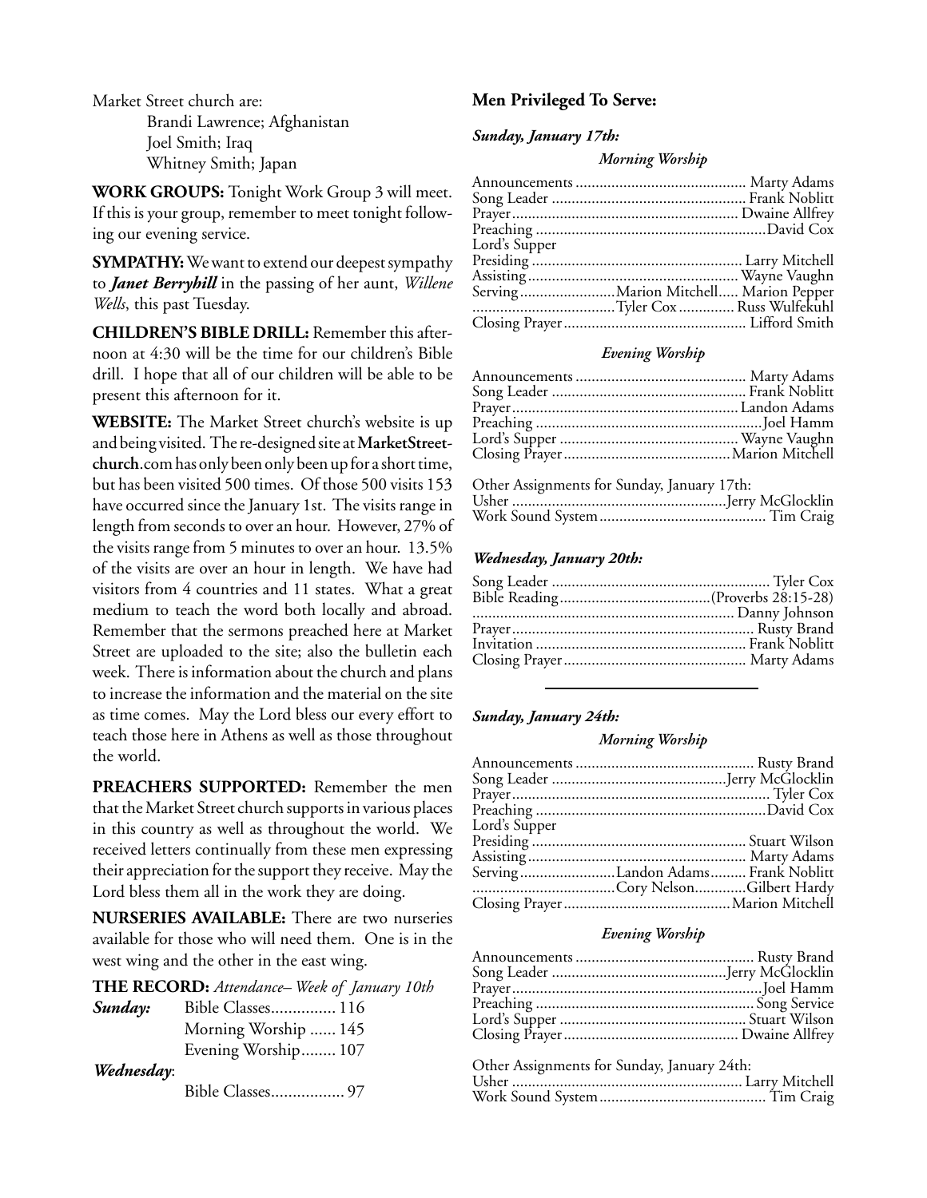Market Street church are:

Brandi Lawrence; Afghanistan
Joel Smith; Iraq
Whitney Smith; Japan

**WORK GROUPS:** Tonight Work Group 3 will meet. If this is your group, remember to meet tonight following our evening service.

**SYMPATHY:** We want to extend our deepest sympathy to ***Janet Berryhill*** in the passing of her aunt, *Willene Wells*, this past Tuesday.

**CHILDREN'S BIBLE DRILL:** Remember this afternoon at 4:30 will be the time for our children's Bible drill. I hope that all of our children will be able to be present this afternoon for it.

**WEBSITE:** The Market Street church's website is up and being visited. The re-designed site at **MarketStreetchurch**.com has only been only been up for a short time, but has been visited 500 times. Of those 500 visits 153 have occurred since the January 1st. The visits range in length from seconds to over an hour. However, 27% of the visits range from 5 minutes to over an hour. 13.5% of the visits are over an hour in length. We have had visitors from 4 countries and 11 states. What a great medium to teach the word both locally and abroad. Remember that the sermons preached here at Market Street are uploaded to the site; also the bulletin each week. There is information about the church and plans to increase the information and the material on the site as time comes. May the Lord bless our every effort to teach those here in Athens as well as those throughout the world.

**PREACHERS SUPPORTED:** Remember the men that the Market Street church supports in various places in this country as well as throughout the world. We received letters continually from these men expressing their appreciation for the support they receive. May the Lord bless them all in the work they are doing.

**NURSERIES AVAILABLE:** There are two nurseries available for those who will need them. One is in the west wing and the other in the east wing.

**THE RECORD:** *Attendance– Week of January 10th*

***Sunday:*** Bible Classes............... 116
Morning Worship ...... 145
Evening Worship........ 107

***Wednesday***:
Bible Classes................. 97

## Men Privileged To Serve:

***Sunday, January 17th:***

*Morning Worship*

Announcements .......................................... Marty Adams
Song Leader ................................................ Frank Noblitt
Prayer........................................................ Dwaine Allfrey
Preaching ..........................................................David Cox
Lord's Supper
Presiding .................................................... Larry Mitchell
Assisting..................................................... Wayne Vaughn
Serving........................Marion Mitchell..... Marion Pepper
....................................Tyler Cox............. Russ Wulfekuhl
Closing Prayer............................................. Lifford Smith

*Evening Worship*

Announcements .......................................... Marty Adams
Song Leader ................................................ Frank Noblitt
Prayer........................................................ Landon Adams
Preaching ........................................................Joel Hamm
Lord's Supper ............................................ Wayne Vaughn
Closing Prayer.......................................... Marion Mitchell

Other Assignments for Sunday, January 17th:
Usher .....................................................Jerry McGlocklin
Work Sound System.......................................... Tim Craig

***Wednesday, January 20th:***

Song Leader ...................................................... Tyler Cox
Bible Reading......................................(Proverbs 28:15-28)
................................................................. Danny Johnson
Prayer............................................................ Rusty Brand
Invitation .................................................... Frank Noblitt
Closing Prayer............................................. Marty Adams

***Sunday, January 24th:***

*Morning Worship*

Announcements ............................................ Rusty Brand
Song Leader ...........................................Jerry McGlocklin
Prayer................................................................ Tyler Cox
Preaching ..........................................................David Cox
Lord's Supper
Presiding ..................................................... Stuart Wilson
Assisting...................................................... Marty Adams
Serving........................Landon Adams......... Frank Noblitt
....................................Cory Nelson............Gilbert Hardy
Closing Prayer.......................................... Marion Mitchell

*Evening Worship*

Announcements ............................................ Rusty Brand
Song Leader ...........................................Jerry McGlocklin
Prayer..............................................................Joel Hamm
Preaching ...................................................... Song Service
Lord's Supper .............................................. Stuart Wilson
Closing Prayer........................................... Dwaine Allfrey

Other Assignments for Sunday, January 24th:
Usher ......................................................... Larry Mitchell
Work Sound System.......................................... Tim Craig